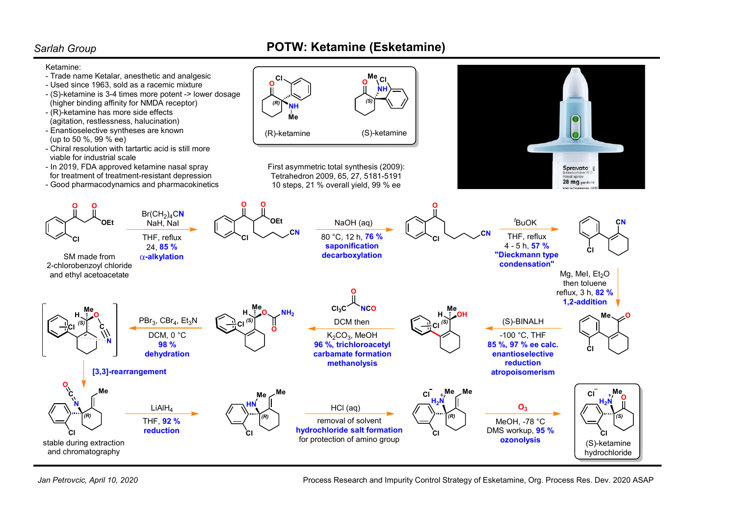Sarlah Group

# POTW: Ketamine (Esketamine)

Ketamine:

- Trade name Ketalar, anesthetic and analgesic
- Used since 1963, sold as a racemic mixture
- (S)-ketamine is 3-4 times more potent -> lower dosage (higher binding affinity for NMDA receptor)
- (R)-ketamine has more side effects (agitation, restlessness, halucination)
- Enantioselective syntheses are known (up to 50 %, 99 % ee)
- Chiral resolution with tartartic acid is still more viable for industrial scale
- In 2019, FDA approved ketamine nasal spray for treatment of treatment-resistant depression
- Good pharmacodynamics and pharmacokinetics

(R)-ketamine (S)-ketamine

First asymmetric total synthesis (2009):
Tetrahedron 2009, 65, 27, 5181-5191
10 steps, 21 % overall yield, 99 % ee

Spravato (esketamine HCl) nasal spray 28 mg per device

SM made from 2-chlorobenzoyl chloride and ethyl acetoacetate

1. $Br(CH_2)_4CN$, NaH, NaI; THF, reflux, 24, **85 %** — **α-alkylation**
2. NaOH (aq); 80 °C, 12 h, **76 %** — **saponification decarboxylation**
3. $^tBuOK$; THF, reflux, 4 - 5 h, **57 %** — **"Dieckmann type condensation"**
4. Mg, MeI, $Et_2O$ then toluene reflux, 3 h, **82 %** — **1,2-addition**
5. (S)-BINALH; -100 °C, THF, **85 %, 97 % ee calc.** — **enantioselective reduction atropoisomerism**
6. $Cl_3C$-C(O)-NCO; DCM then $K_2CO_3$, MeOH, **96 %, trichloroacetyl carbamate formation methanolysis**
7. $PBr_3$, $CBr_4$, $Et_3N$; DCM, 0 °C, **98 %** — **dehydration**
8. **[3,3]-rearrangement** — stable during extraction and chromatography
9. $LiAlH_4$; THF, **92 %** — **reduction**
10. HCl (aq); removal of solvent — **hydrochloride salt formation** for protection of amino group
11. $O_3$; MeOH, -78 °C, DMS workup, **95 %** — **ozonolysis**

(S)-ketamine hydrochloride

Jan Petrovcic, April 10, 2020

Process Research and Impurity Control Strategy of Esketamine, Org. Process Res. Dev. 2020 ASAP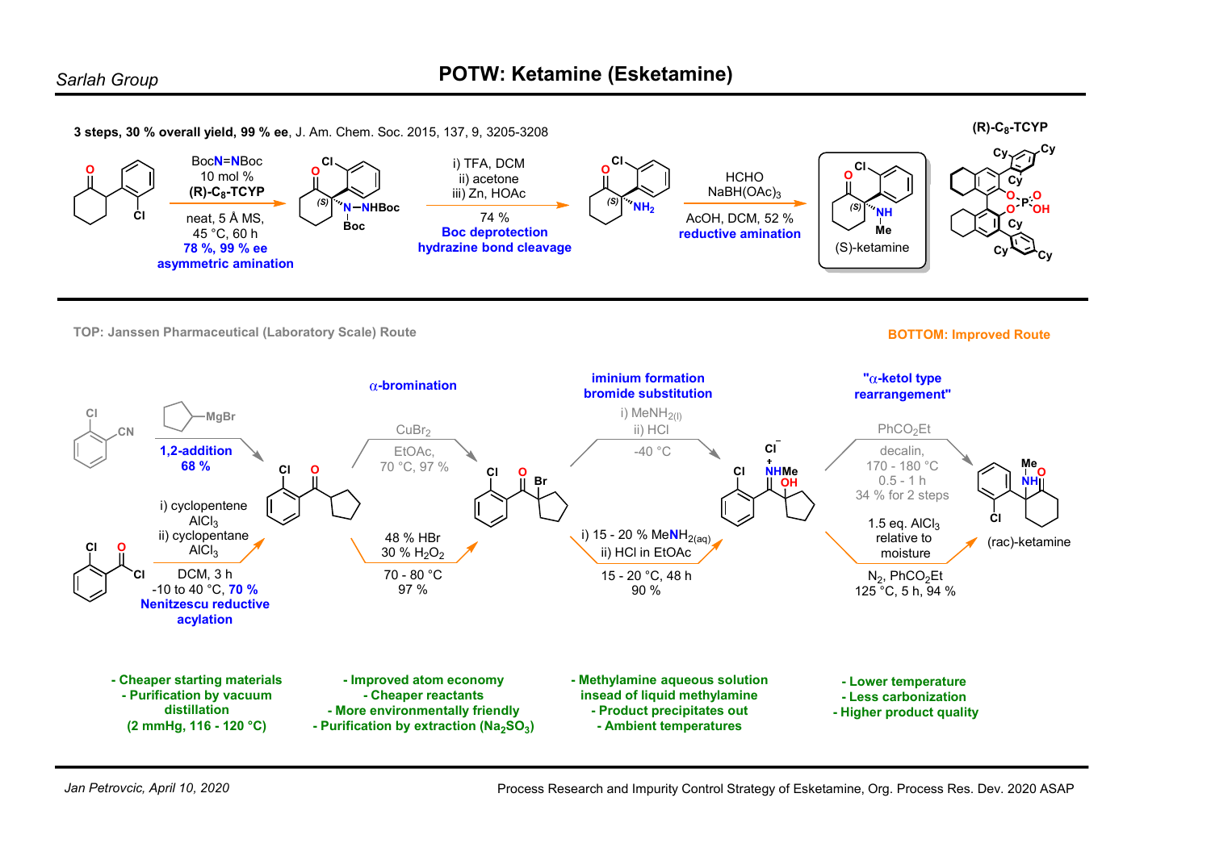# POTW: Ketamine (Esketamine)

*Sarlah Group*

**3 steps, 30 % overall yield, 99 % ee**, J. Am. Chem. Soc. 2015, 137, 9, 3205-3208

- BocN=NBoc, 10 mol % **(R)-$C_8$-TCYP**, neat, 5 Å MS, 45 °C, 60 h — **78 %, 99 % ee** — **asymmetric amination**
- i) TFA, DCM; ii) acetone; iii) Zn, HOAc — 74 % — **Boc deprotection, hydrazine bond cleavage**
- HCHO, $NaBH(OAc)_3$, AcOH, DCM, 52 % — **reductive amination**

(S)-ketamine

(R)-$C_8$-TCYP

---

**TOP: Janssen Pharmaceutical (Laboratory Scale) Route**

**BOTTOM: Improved Route**

**Step 1**
- Top: cyclopentyl-MgBr — **1,2-addition**, **68 %**
- Bottom: i) cyclopentene, $AlCl_3$; ii) cyclopentane, $AlCl_3$; DCM, 3 h, -10 to 40 °C, **70 %** — **Nenitzescu reductive acylation**

**Step 2: α-bromination**
- Top: $CuBr_2$, EtOAc, 70 °C, 97 %
- Bottom: 48 % HBr, 30 % $H_2O_2$, 70 - 80 °C, 97 %

**Step 3: iminium formation, bromide substitution**
- Top: i) $MeNH_{2(l)}$; ii) HCl; -40 °C
- Bottom: i) 15 - 20 % $MeNH_{2(aq)}$; ii) HCl in EtOAc; 15 - 20 °C, 48 h, 90 %

**Step 4: "α-ketol type rearrangement"**
- Top: $PhCO_2Et$, decalin, 170 - 180 °C, 0.5 - 1 h, 34 % for 2 steps
- Bottom: 1.5 eq. $AlCl_3$ relative to moisture; $N_2$, $PhCO_2Et$, 125 °C, 5 h, 94 %

(rac)-ketamine

**Improvements:**

- Step 1:
  - Cheaper starting materials
  - Purification by vacuum distillation (2 mmHg, 116 - 120 °C)
- Step 2:
  - Improved atom economy
  - Cheaper reactants
  - More environmentally friendly
  - Purification by extraction ($Na_2SO_3$)
- Step 3:
  - Methylamine aqueous solution insead of liquid methylamine
  - Product precipitates out
  - Ambient temperatures
- Step 4:
  - Lower temperature
  - Less carbonization
  - Higher product quality

*Jan Petrovcic, April 10, 2020*

Process Research and Impurity Control Strategy of Esketamine, Org. Process Res. Dev. 2020 ASAP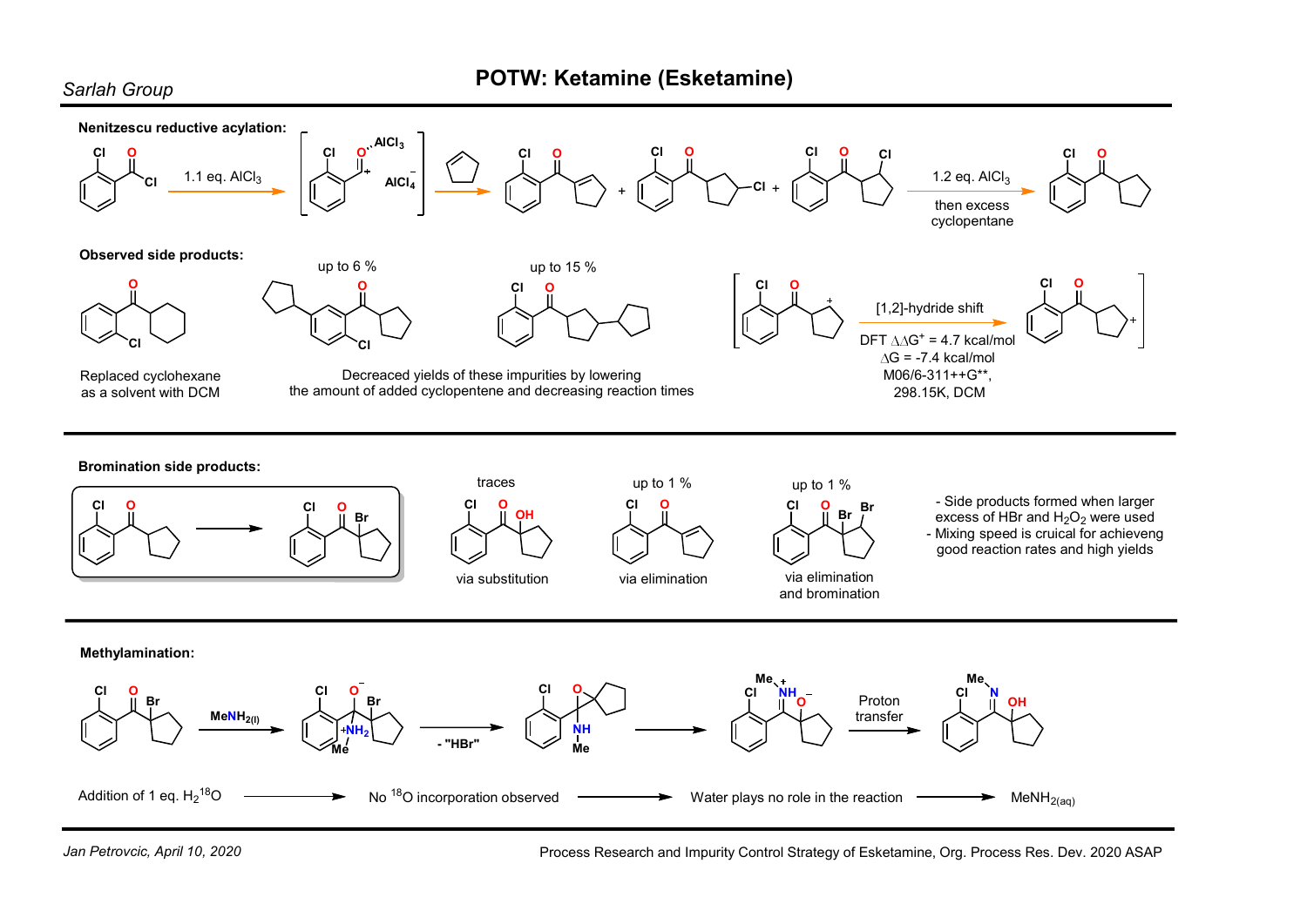# POTW: Ketamine (Esketamine)

*Sarlah Group*

**Nenitzescu reductive acylation:**

1.1 eq. $AlCl_3$

$AlCl_3$ $AlCl_4^-$

1.2 eq. $AlCl_3$

then excess cyclopentane

**Observed side products:**

up to 6 %

up to 15 %

Replaced cyclohexane as a solvent with DCM

Decreaced yields of these impurities by lowering the amount of added cyclopentene and decreasing reaction times

[1,2]-hydride shift

DFT $\Delta\Delta G^{\ddagger}$ = 4.7 kcal/mol

$\Delta G$ = -7.4 kcal/mol

M06/6-311++G**, 298.15K, DCM

**Bromination side products:**

traces — via substitution

up to 1 % — via elimination

up to 1 % — via elimination and bromination

- Side products formed when larger excess of HBr and $H_2O_2$ were used
- Mixing speed is cruical for achieveng good reaction rates and high yields

**Methylamination:**

$MeNH_{2(l)}$

- "HBr"

Proton transfer

Addition of 1 eq. $H_2{}^{18}O$ → No $^{18}O$ incorporation observed → Water plays no role in the reaction → $MeNH_{2(aq)}$

*Jan Petrovcic, April 10, 2020*

Process Research and Impurity Control Strategy of Esketamine, Org. Process Res. Dev. 2020 ASAP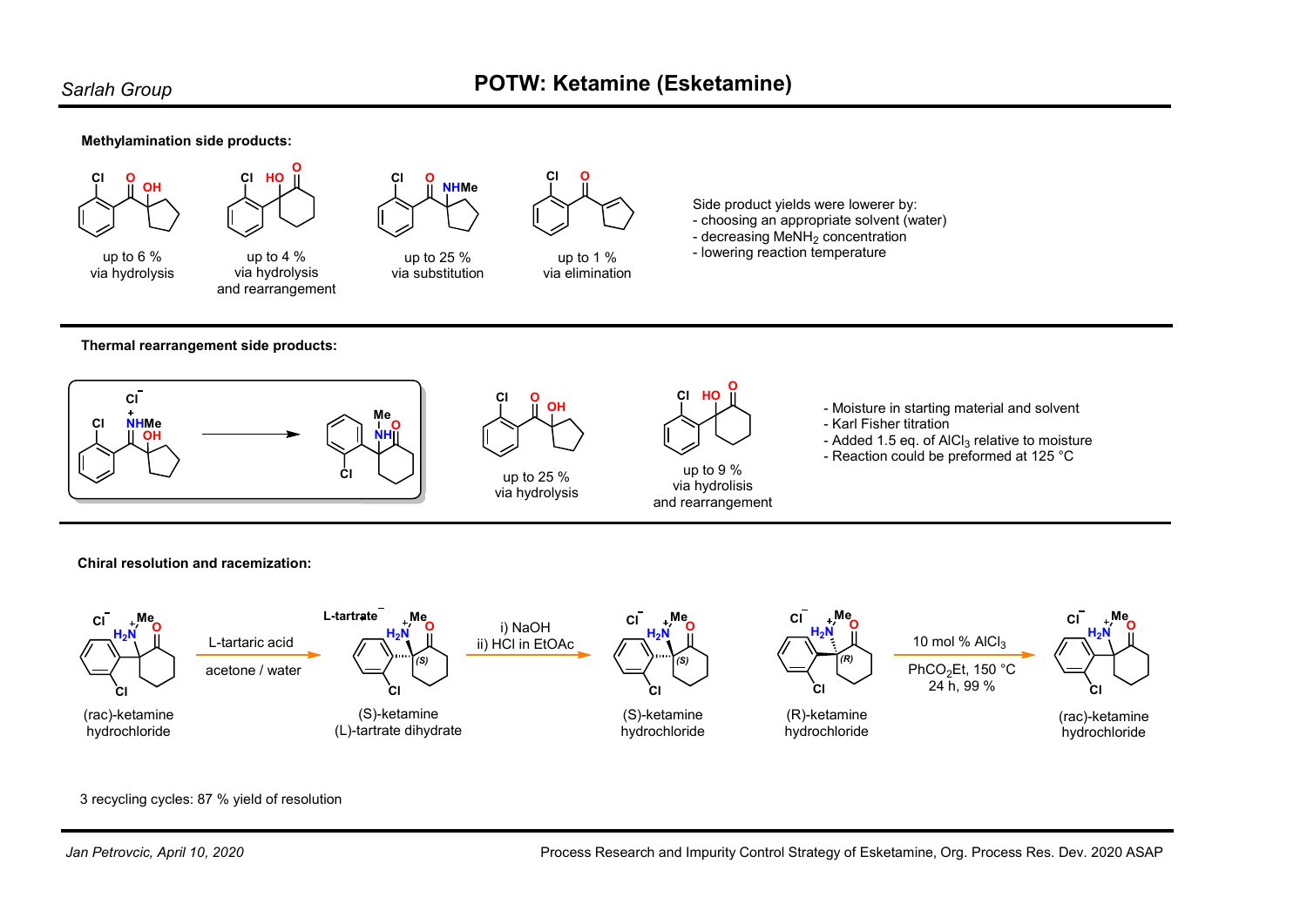# POTW: Ketamine (Esketamine)

**Methylamination side products:**

up to 6 %
via hydrolysis

up to 4 %
via hydrolysis
and rearrangement

up to 25 %
via substitution

up to 1 %
via elimination

Side product yields were lowerer by:
- choosing an appropriate solvent (water)
- decreasing $MeNH_2$ concentration
- lowering reaction temperature

**Thermal rearrangement side products:**

up to 25 %
via hydrolysis

up to 9 %
via hydrolisis
and rearrangement

- Moisture in starting material and solvent
- Karl Fisher titration
- Added 1.5 eq. of $AlCl_3$ relative to moisture
- Reaction could be preformed at 125 °C

**Chiral resolution and racemization:**

(rac)-ketamine hydrochloride → L-tartaric acid, acetone / water → (S)-ketamine (L)-tartrate dihydrate → i) NaOH ii) HCl in EtOAc → (S)-ketamine hydrochloride

(R)-ketamine hydrochloride → 10 mol % $AlCl_3$, $PhCO_2Et$, 150 °C, 24 h, 99 % → (rac)-ketamine hydrochloride

3 recycling cycles: 87 % yield of resolution

*Jan Petrovcic, April 10, 2020*

Process Research and Impurity Control Strategy of Esketamine, Org. Process Res. Dev. 2020 ASAP